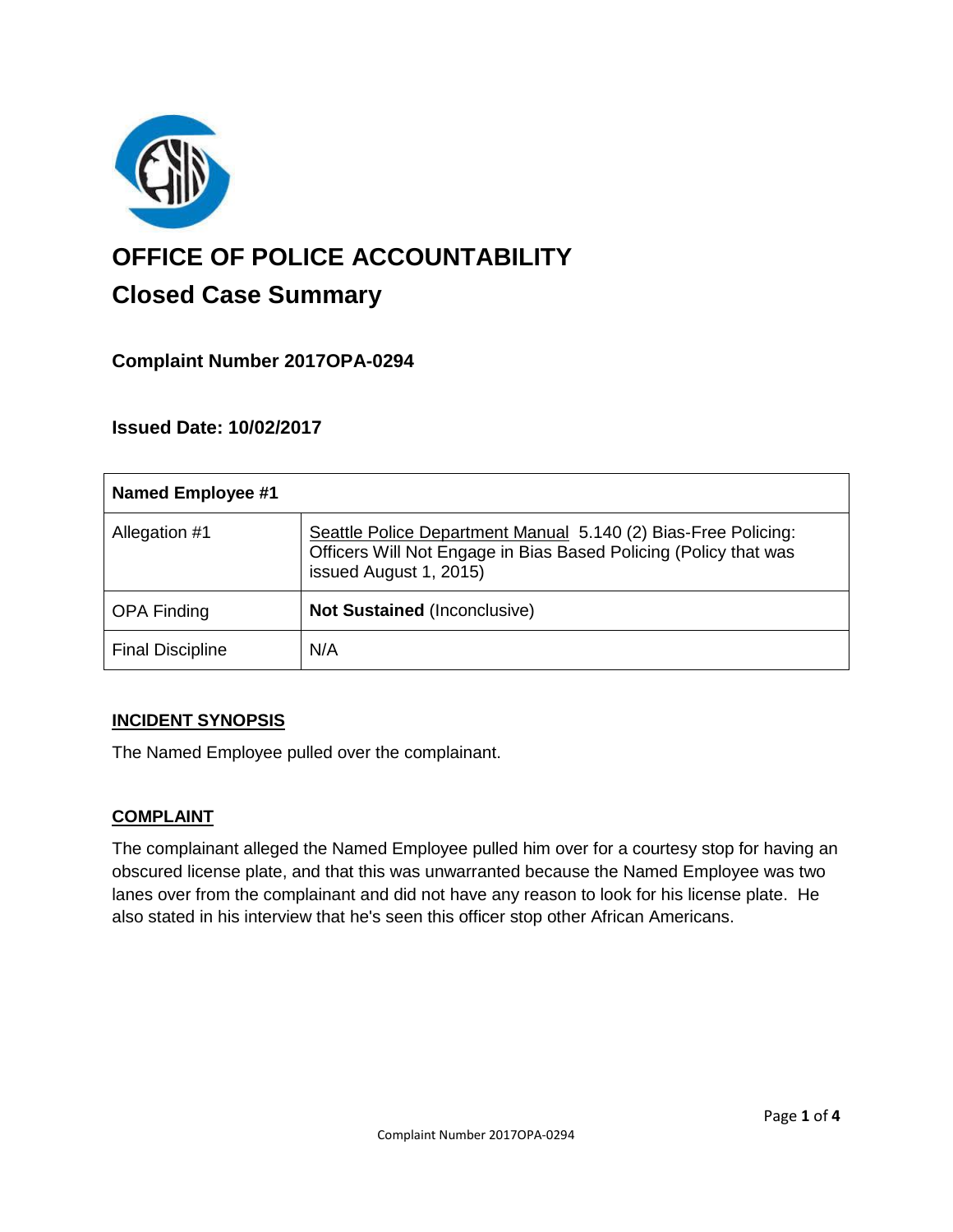# OFFICE OF POLICE ACCOUNTABILITY

## Closed Case Summary

### Complaint Number 2017OPA-0294

### Issued Date: 10/02/2017

| Named Employee #1 | |
|---|---|
| Allegation #1 | Seattle Police Department Manual 5.140 (2) Bias-Free Policing: Officers Will Not Engage in Bias Based Policing (Policy that was issued August 1, 2015) |
| OPA Finding | **Not Sustained** (Inconclusive) |
| Final Discipline | N/A |

### INCIDENT SYNOPSIS

The Named Employee pulled over the complainant.

### COMPLAINT

The complainant alleged the Named Employee pulled him over for a courtesy stop for having an obscured license plate, and that this was unwarranted because the Named Employee was two lanes over from the complainant and did not have any reason to look for his license plate. He also stated in his interview that he's seen this officer stop other African Americans.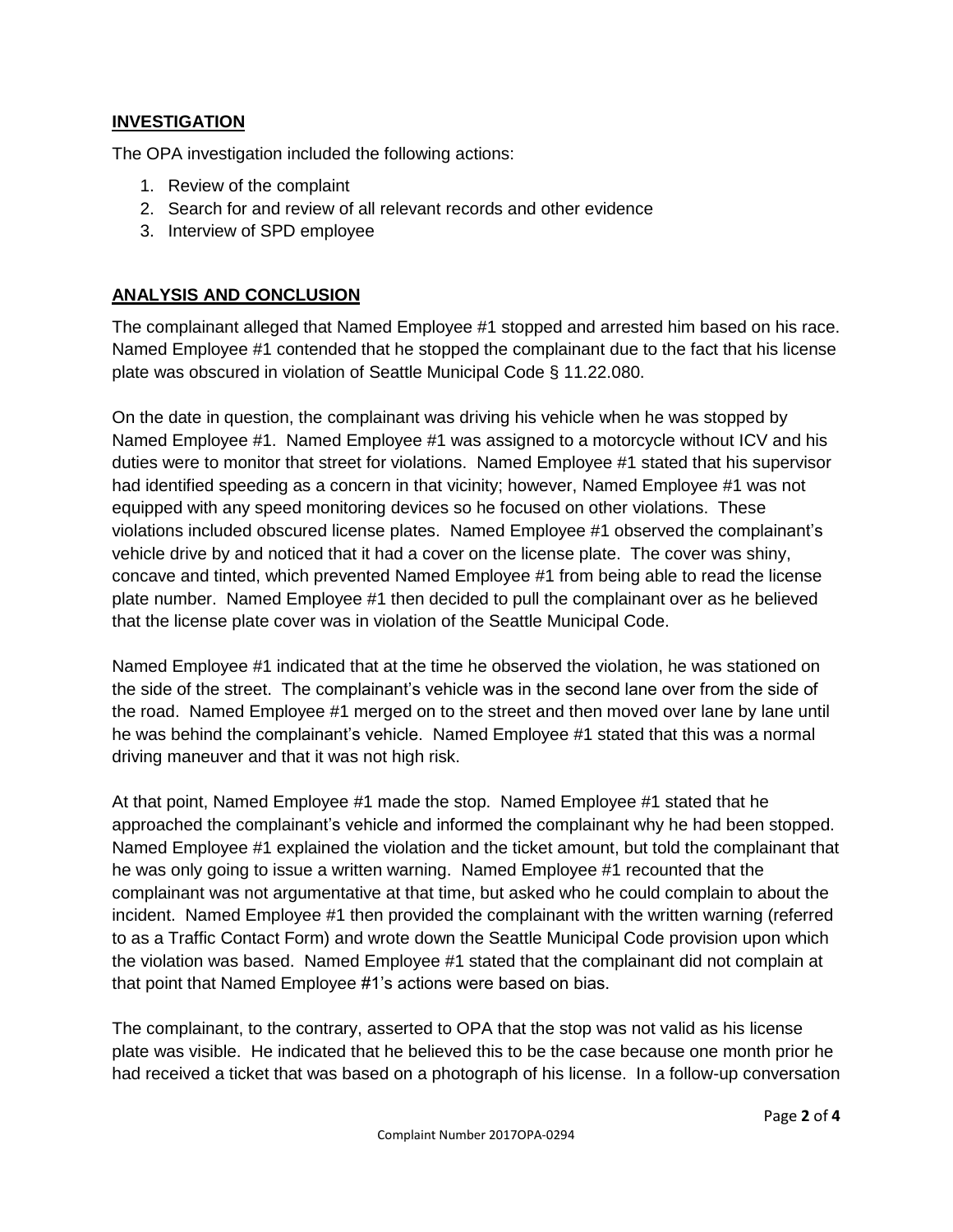## INVESTIGATION

The OPA investigation included the following actions:

1. Review of the complaint
2. Search for and review of all relevant records and other evidence
3. Interview of SPD employee

## ANALYSIS AND CONCLUSION

The complainant alleged that Named Employee #1 stopped and arrested him based on his race. Named Employee #1 contended that he stopped the complainant due to the fact that his license plate was obscured in violation of Seattle Municipal Code § 11.22.080.

On the date in question, the complainant was driving his vehicle when he was stopped by Named Employee #1. Named Employee #1 was assigned to a motorcycle without ICV and his duties were to monitor that street for violations. Named Employee #1 stated that his supervisor had identified speeding as a concern in that vicinity; however, Named Employee #1 was not equipped with any speed monitoring devices so he focused on other violations. These violations included obscured license plates. Named Employee #1 observed the complainant's vehicle drive by and noticed that it had a cover on the license plate. The cover was shiny, concave and tinted, which prevented Named Employee #1 from being able to read the license plate number. Named Employee #1 then decided to pull the complainant over as he believed that the license plate cover was in violation of the Seattle Municipal Code.

Named Employee #1 indicated that at the time he observed the violation, he was stationed on the side of the street. The complainant's vehicle was in the second lane over from the side of the road. Named Employee #1 merged on to the street and then moved over lane by lane until he was behind the complainant's vehicle. Named Employee #1 stated that this was a normal driving maneuver and that it was not high risk.

At that point, Named Employee #1 made the stop. Named Employee #1 stated that he approached the complainant's vehicle and informed the complainant why he had been stopped. Named Employee #1 explained the violation and the ticket amount, but told the complainant that he was only going to issue a written warning. Named Employee #1 recounted that the complainant was not argumentative at that time, but asked who he could complain to about the incident. Named Employee #1 then provided the complainant with the written warning (referred to as a Traffic Contact Form) and wrote down the Seattle Municipal Code provision upon which the violation was based. Named Employee #1 stated that the complainant did not complain at that point that Named Employee #1's actions were based on bias.

The complainant, to the contrary, asserted to OPA that the stop was not valid as his license plate was visible. He indicated that he believed this to be the case because one month prior he had received a ticket that was based on a photograph of his license. In a follow-up conversation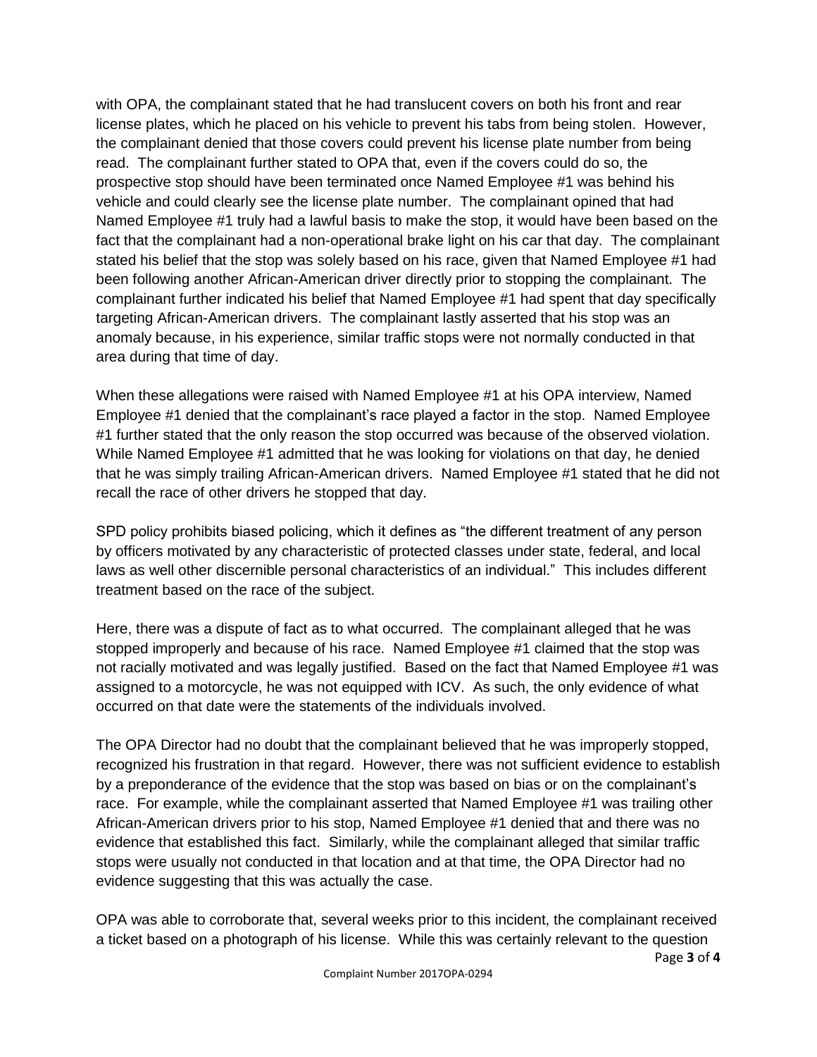with OPA, the complainant stated that he had translucent covers on both his front and rear license plates, which he placed on his vehicle to prevent his tabs from being stolen. However, the complainant denied that those covers could prevent his license plate number from being read. The complainant further stated to OPA that, even if the covers could do so, the prospective stop should have been terminated once Named Employee #1 was behind his vehicle and could clearly see the license plate number. The complainant opined that had Named Employee #1 truly had a lawful basis to make the stop, it would have been based on the fact that the complainant had a non-operational brake light on his car that day. The complainant stated his belief that the stop was solely based on his race, given that Named Employee #1 had been following another African-American driver directly prior to stopping the complainant. The complainant further indicated his belief that Named Employee #1 had spent that day specifically targeting African-American drivers. The complainant lastly asserted that his stop was an anomaly because, in his experience, similar traffic stops were not normally conducted in that area during that time of day.

When these allegations were raised with Named Employee #1 at his OPA interview, Named Employee #1 denied that the complainant's race played a factor in the stop. Named Employee #1 further stated that the only reason the stop occurred was because of the observed violation. While Named Employee #1 admitted that he was looking for violations on that day, he denied that he was simply trailing African-American drivers. Named Employee #1 stated that he did not recall the race of other drivers he stopped that day.

SPD policy prohibits biased policing, which it defines as "the different treatment of any person by officers motivated by any characteristic of protected classes under state, federal, and local laws as well other discernible personal characteristics of an individual." This includes different treatment based on the race of the subject.

Here, there was a dispute of fact as to what occurred. The complainant alleged that he was stopped improperly and because of his race. Named Employee #1 claimed that the stop was not racially motivated and was legally justified. Based on the fact that Named Employee #1 was assigned to a motorcycle, he was not equipped with ICV. As such, the only evidence of what occurred on that date were the statements of the individuals involved.

The OPA Director had no doubt that the complainant believed that he was improperly stopped, recognized his frustration in that regard. However, there was not sufficient evidence to establish by a preponderance of the evidence that the stop was based on bias or on the complainant's race. For example, while the complainant asserted that Named Employee #1 was trailing other African-American drivers prior to his stop, Named Employee #1 denied that and there was no evidence that established this fact. Similarly, while the complainant alleged that similar traffic stops were usually not conducted in that location and at that time, the OPA Director had no evidence suggesting that this was actually the case.

OPA was able to corroborate that, several weeks prior to this incident, the complainant received a ticket based on a photograph of his license. While this was certainly relevant to the question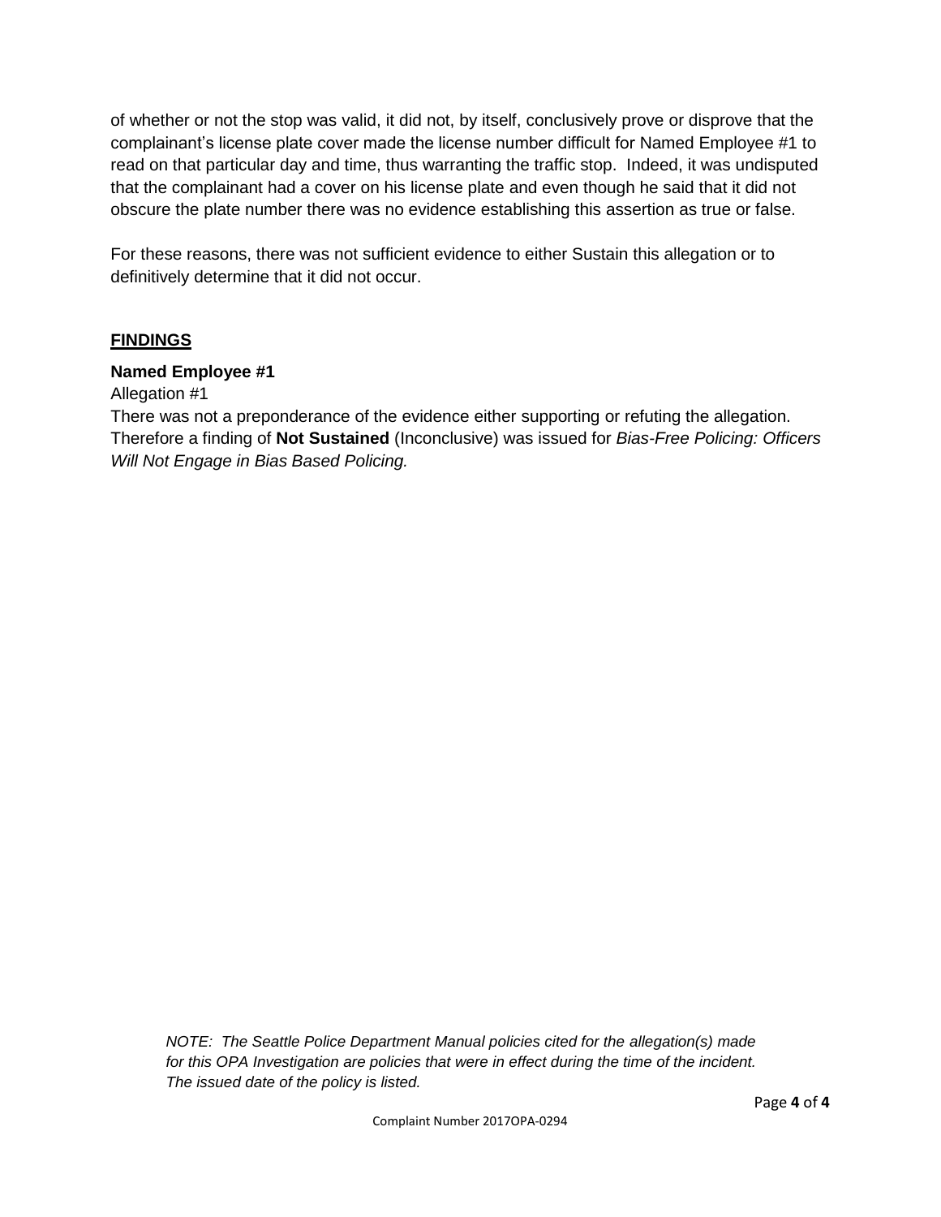of whether or not the stop was valid, it did not, by itself, conclusively prove or disprove that the complainant's license plate cover made the license number difficult for Named Employee #1 to read on that particular day and time, thus warranting the traffic stop. Indeed, it was undisputed that the complainant had a cover on his license plate and even though he said that it did not obscure the plate number there was no evidence establishing this assertion as true or false.

For these reasons, there was not sufficient evidence to either Sustain this allegation or to definitively determine that it did not occur.

## FINDINGS

**Named Employee #1**

Allegation #1

There was not a preponderance of the evidence either supporting or refuting the allegation. Therefore a finding of **Not Sustained** (Inconclusive) was issued for *Bias-Free Policing: Officers Will Not Engage in Bias Based Policing.*

*NOTE: The Seattle Police Department Manual policies cited for the allegation(s) made for this OPA Investigation are policies that were in effect during the time of the incident. The issued date of the policy is listed.*